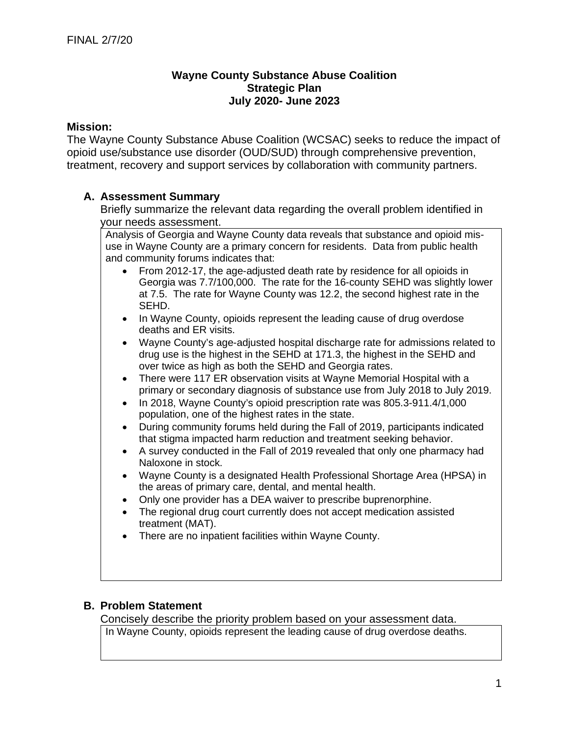FINAL 2/7/20

**Wayne County Substance Abuse Coalition**
**Strategic Plan**
**July 2020- June 2023**

**Mission:**

The Wayne County Substance Abuse Coalition (WCSAC) seeks to reduce the impact of opioid use/substance use disorder (OUD/SUD) through comprehensive prevention, treatment, recovery and support services by collaboration with community partners.

## A. Assessment Summary

Briefly summarize the relevant data regarding the overall problem identified in your needs assessment.

Analysis of Georgia and Wayne County data reveals that substance and opioid mis-use in Wayne County are a primary concern for residents. Data from public health and community forums indicates that:

- From 2012-17, the age-adjusted death rate by residence for all opioids in Georgia was 7.7/100,000. The rate for the 16-county SEHD was slightly lower at 7.5. The rate for Wayne County was 12.2, the second highest rate in the SEHD.
- In Wayne County, opioids represent the leading cause of drug overdose deaths and ER visits.
- Wayne County's age-adjusted hospital discharge rate for admissions related to drug use is the highest in the SEHD at 171.3, the highest in the SEHD and over twice as high as both the SEHD and Georgia rates.
- There were 117 ER observation visits at Wayne Memorial Hospital with a primary or secondary diagnosis of substance use from July 2018 to July 2019.
- In 2018, Wayne County's opioid prescription rate was 805.3-911.4/1,000 population, one of the highest rates in the state.
- During community forums held during the Fall of 2019, participants indicated that stigma impacted harm reduction and treatment seeking behavior.
- A survey conducted in the Fall of 2019 revealed that only one pharmacy had Naloxone in stock.
- Wayne County is a designated Health Professional Shortage Area (HPSA) in the areas of primary care, dental, and mental health.
- Only one provider has a DEA waiver to prescribe buprenorphine.
- The regional drug court currently does not accept medication assisted treatment (MAT).
- There are no inpatient facilities within Wayne County.

## B. Problem Statement

Concisely describe the priority problem based on your assessment data.

In Wayne County, opioids represent the leading cause of drug overdose deaths.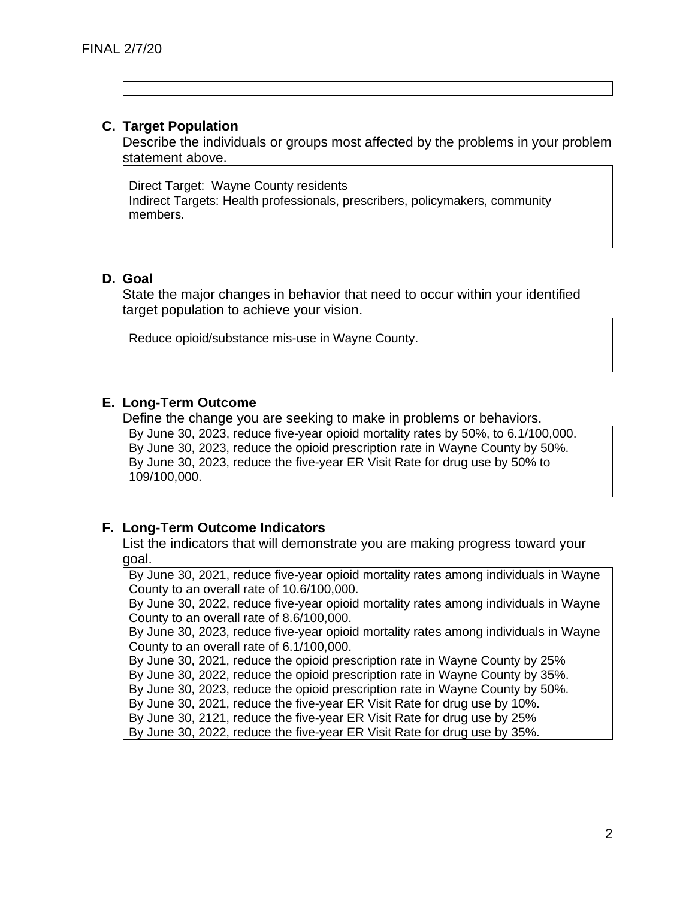FINAL 2/7/20

## C. Target Population

Describe the individuals or groups most affected by the problems in your problem statement above.

Direct Target: Wayne County residents
Indirect Targets: Health professionals, prescribers, policymakers, community members.

## D. Goal

State the major changes in behavior that need to occur within your identified target population to achieve your vision.

Reduce opioid/substance mis-use in Wayne County.

## E. Long-Term Outcome

Define the change you are seeking to make in problems or behaviors.

By June 30, 2023, reduce five-year opioid mortality rates by 50%, to 6.1/100,000.
By June 30, 2023, reduce the opioid prescription rate in Wayne County by 50%.
By June 30, 2023, reduce the five-year ER Visit Rate for drug use by 50% to 109/100,000.

## F. Long-Term Outcome Indicators

List the indicators that will demonstrate you are making progress toward your goal.

By June 30, 2021, reduce five-year opioid mortality rates among individuals in Wayne County to an overall rate of 10.6/100,000.
By June 30, 2022, reduce five-year opioid mortality rates among individuals in Wayne County to an overall rate of 8.6/100,000.
By June 30, 2023, reduce five-year opioid mortality rates among individuals in Wayne County to an overall rate of 6.1/100,000.
By June 30, 2021, reduce the opioid prescription rate in Wayne County by 25%
By June 30, 2022, reduce the opioid prescription rate in Wayne County by 35%.
By June 30, 2023, reduce the opioid prescription rate in Wayne County by 50%.
By June 30, 2021, reduce the five-year ER Visit Rate for drug use by 10%.
By June 30, 2121, reduce the five-year ER Visit Rate for drug use by 25%
By June 30, 2022, reduce the five-year ER Visit Rate for drug use by 35%.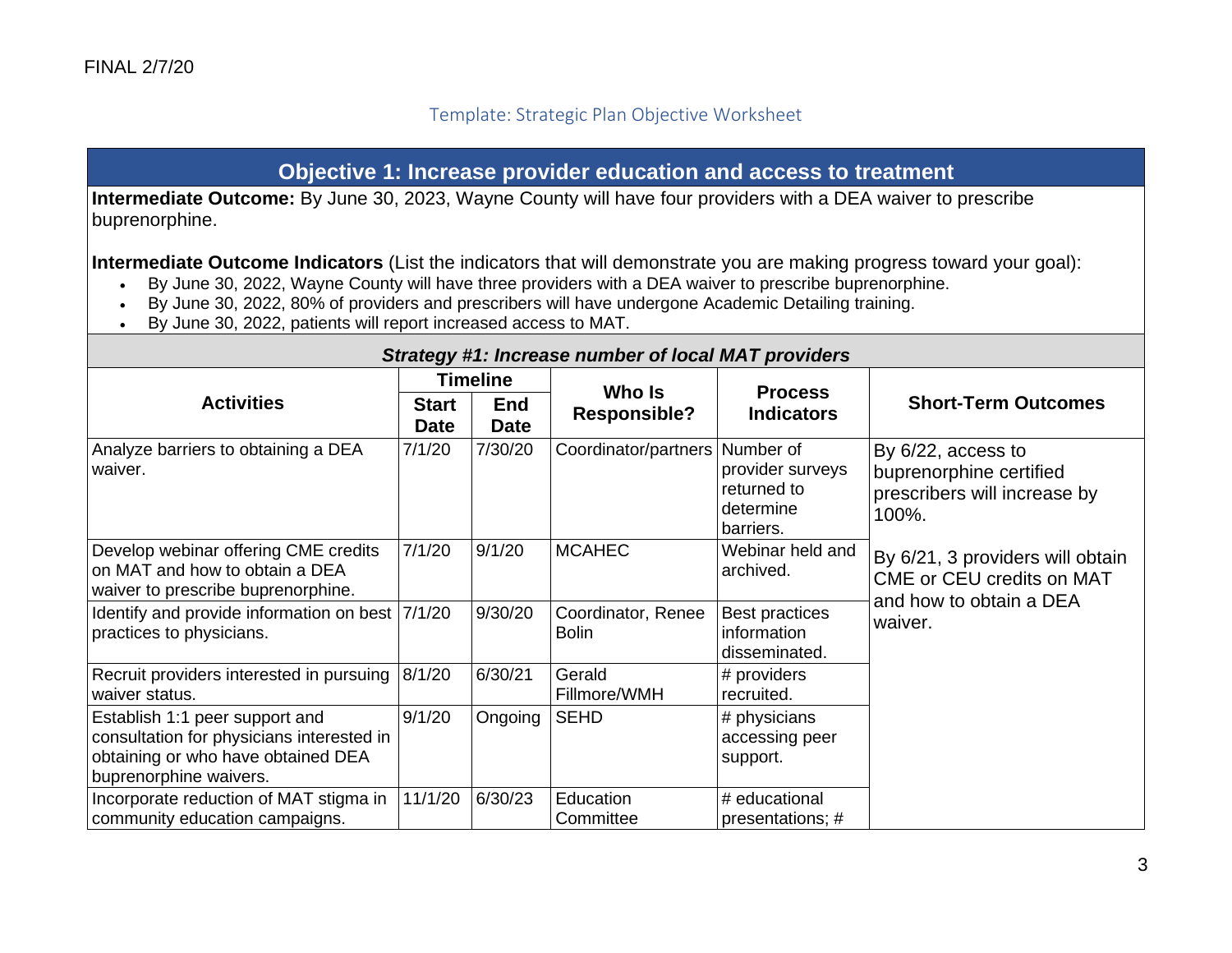FINAL 2/7/20

Template: Strategic Plan Objective Worksheet

## Objective 1: Increase provider education and access to treatment

**Intermediate Outcome:** By June 30, 2023, Wayne County will have four providers with a DEA waiver to prescribe buprenorphine.

**Intermediate Outcome Indicators** (List the indicators that will demonstrate you are making progress toward your goal):

- By June 30, 2022, Wayne County will have three providers with a DEA waiver to prescribe buprenorphine.
- By June 30, 2022, 80% of providers and prescribers will have undergone Academic Detailing training.
- By June 30, 2022, patients will report increased access to MAT.

### *Strategy #1: Increase number of local MAT providers*

| Activities | Timeline | | Who Is Responsible? | Process Indicators | Short-Term Outcomes |
|---|---|---|---|---|---|
| | Start Date | End Date | | | |
| Analyze barriers to obtaining a DEA waiver. | 7/1/20 | 7/30/20 | Coordinator/partners | Number of provider surveys returned to determine barriers. | By 6/22, access to buprenorphine certified prescribers will increase by 100%. By 6/21, 3 providers will obtain CME or CEU credits on MAT and how to obtain a DEA waiver. |
| Develop webinar offering CME credits on MAT and how to obtain a DEA waiver to prescribe buprenorphine. | 7/1/20 | 9/1/20 | MCAHEC | Webinar held and archived. | |
| Identify and provide information on best practices to physicians. | 7/1/20 | 9/30/20 | Coordinator, Renee Bolin | Best practices information disseminated. | |
| Recruit providers interested in pursuing waiver status. | 8/1/20 | 6/30/21 | Gerald Fillmore/WMH | # providers recruited. | |
| Establish 1:1 peer support and consultation for physicians interested in obtaining or who have obtained DEA buprenorphine waivers. | 9/1/20 | Ongoing | SEHD | # physicians accessing peer support. | |
| Incorporate reduction of MAT stigma in community education campaigns. | 11/1/20 | 6/30/23 | Education Committee | # educational presentations; # | |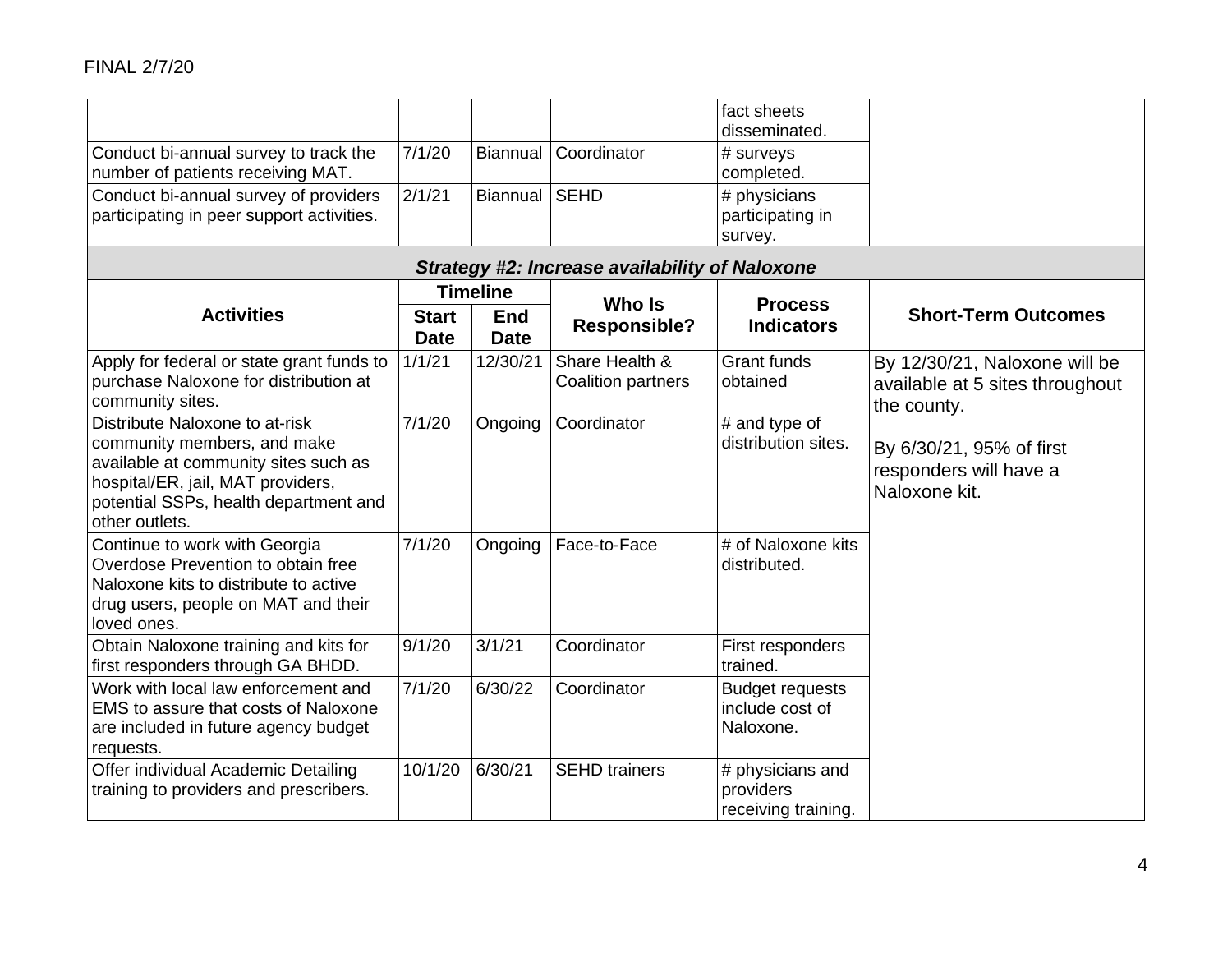FINAL 2/7/20

| | | | | | |
|---|---|---|---|---|---|
| | | | | fact sheets disseminated. | |
| Conduct bi-annual survey to track the number of patients receiving MAT. | 7/1/20 | Biannual | Coordinator | # surveys completed. | |
| Conduct bi-annual survey of providers participating in peer support activities. | 2/1/21 | Biannual | SEHD | # physicians participating in survey. | |

***Strategy #2: Increase availability of Naloxone***

| **Activities** | **Timeline** | | **Who Is Responsible?** | **Process Indicators** | **Short-Term Outcomes** |
|---|---|---|---|---|---|
| | **Start Date** | **End Date** | | | |
| Apply for federal or state grant funds to purchase Naloxone for distribution at community sites. | 1/1/21 | 12/30/21 | Share Health & Coalition partners | Grant funds obtained | By 12/30/21, Naloxone will be available at 5 sites throughout the county.<br><br>By 6/30/21, 95% of first responders will have a Naloxone kit. |
| Distribute Naloxone to at-risk community members, and make available at community sites such as hospital/ER, jail, MAT providers, potential SSPs, health department and other outlets. | 7/1/20 | Ongoing | Coordinator | # and type of distribution sites. | |
| Continue to work with Georgia Overdose Prevention to obtain free Naloxone kits to distribute to active drug users, people on MAT and their loved ones. | 7/1/20 | Ongoing | Face-to-Face | # of Naloxone kits distributed. | |
| Obtain Naloxone training and kits for first responders through GA BHDD. | 9/1/20 | 3/1/21 | Coordinator | First responders trained. | |
| Work with local law enforcement and EMS to assure that costs of Naloxone are included in future agency budget requests. | 7/1/20 | 6/30/22 | Coordinator | Budget requests include cost of Naloxone. | |
| Offer individual Academic Detailing training to providers and prescribers. | 10/1/20 | 6/30/21 | SEHD trainers | # physicians and providers receiving training. | |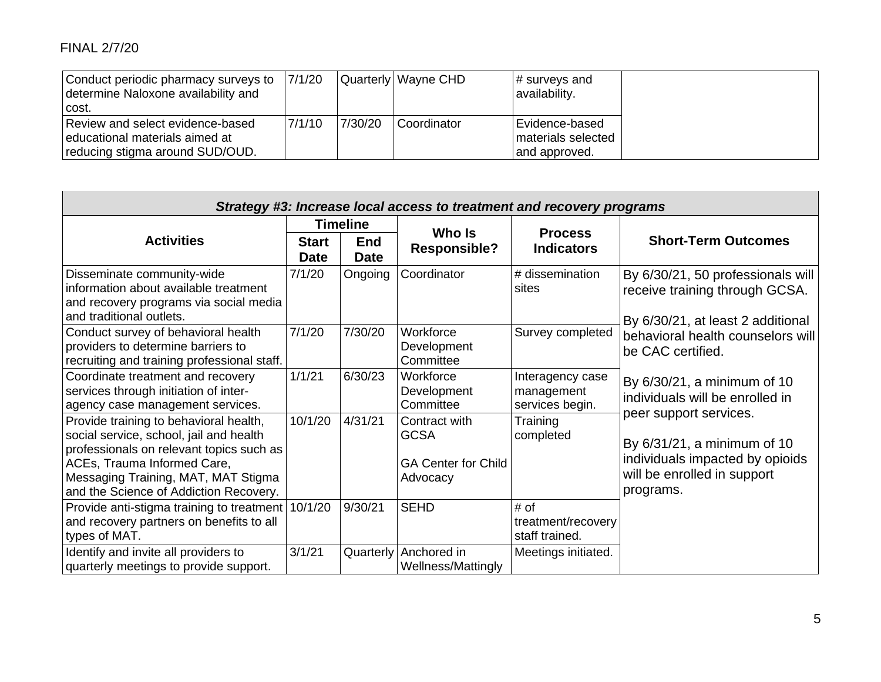FINAL 2/7/20

| Conduct periodic pharmacy surveys to determine Naloxone availability and cost. | 7/1/20 | Quarterly | Wayne CHD | # surveys and availability. | |
|---|---|---|---|---|---|
| Review and select evidence-based educational materials aimed at reducing stigma around SUD/OUD. | 7/1/10 | 7/30/20 | Coordinator | Evidence-based materials selected and approved. | |

| ***Strategy #3: Increase local access to treatment and recovery programs*** | | | | | |
|---|---|---|---|---|---|
| **Activities** | **Timeline** | | **Who Is Responsible?** | **Process Indicators** | **Short-Term Outcomes** |
| | **Start Date** | **End Date** | | | |
| Disseminate community-wide information about available treatment and recovery programs via social media and traditional outlets. | 7/1/20 | Ongoing | Coordinator | # dissemination sites | By 6/30/21, 50 professionals will receive training through GCSA.<br><br>By 6/30/21, at least 2 additional behavioral health counselors will be CAC certified.<br><br>By 6/30/21, a minimum of 10 individuals will be enrolled in peer support services.<br><br>By 6/31/21, a minimum of 10 individuals impacted by opioids will be enrolled in support programs. |
| Conduct survey of behavioral health providers to determine barriers to recruiting and training professional staff. | 7/1/20 | 7/30/20 | Workforce Development Committee | Survey completed | |
| Coordinate treatment and recovery services through initiation of inter-agency case management services. | 1/1/21 | 6/30/23 | Workforce Development Committee | Interagency case management services begin. | |
| Provide training to behavioral health, social service, school, jail and health professionals on relevant topics such as ACEs, Trauma Informed Care, Messaging Training, MAT, MAT Stigma and the Science of Addiction Recovery. | 10/1/20 | 4/31/21 | Contract with GCSA<br><br>GA Center for Child Advocacy | Training completed | |
| Provide anti-stigma training to treatment and recovery partners on benefits to all types of MAT. | 10/1/20 | 9/30/21 | SEHD | # of treatment/recovery staff trained. | |
| Identify and invite all providers to quarterly meetings to provide support. | 3/1/21 | Quarterly | Anchored in Wellness/Mattingly | Meetings initiated. | |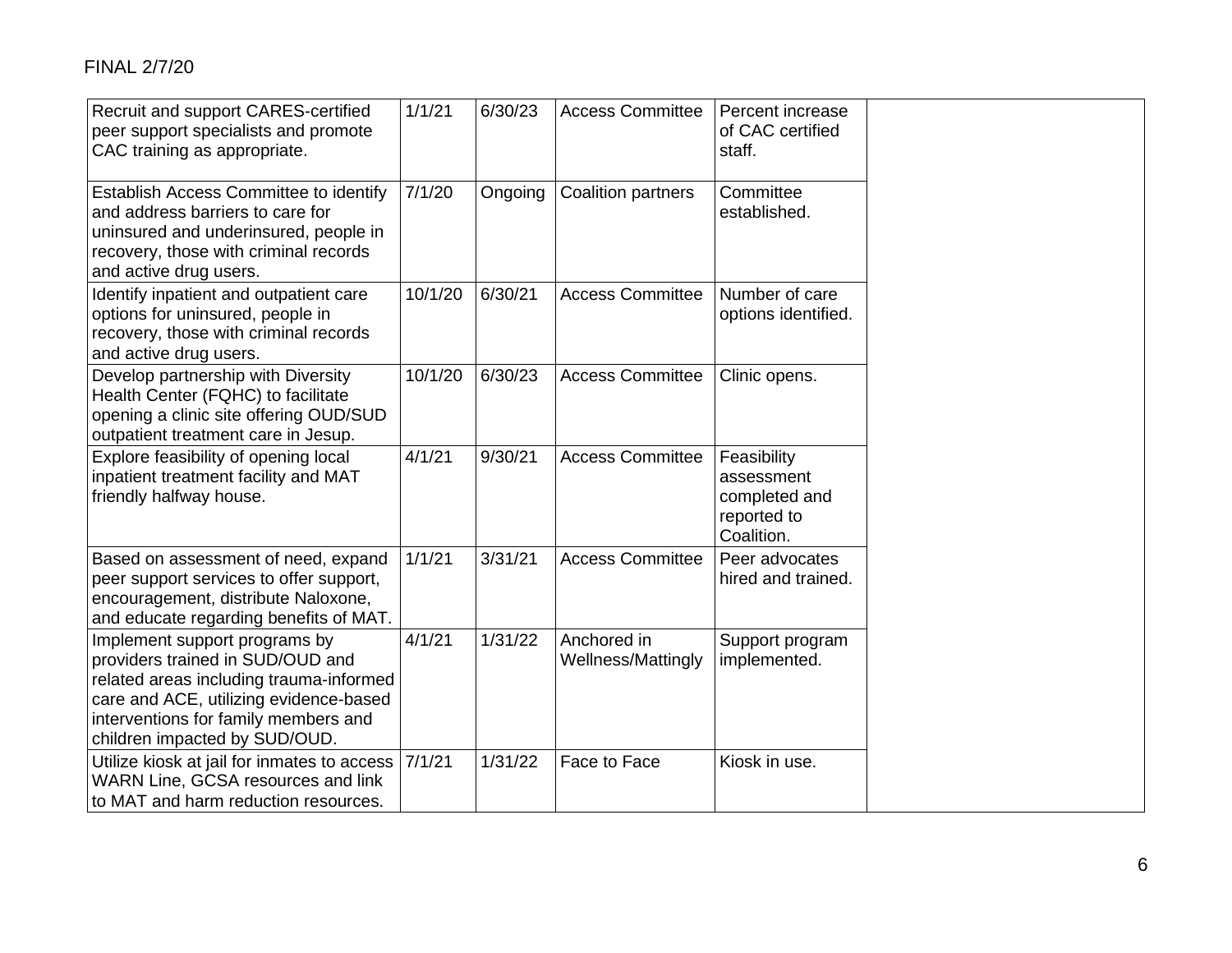| Recruit and support CARES-certified peer support specialists and promote CAC training as appropriate. | 1/1/21 | 6/30/23 | Access Committee | Percent increase of CAC certified staff. | |
|---|---|---|---|---|---|
| Establish Access Committee to identify and address barriers to care for uninsured and underinsured, people in recovery, those with criminal records and active drug users. | 7/1/20 | Ongoing | Coalition partners | Committee established. | |
| Identify inpatient and outpatient care options for uninsured, people in recovery, those with criminal records and active drug users. | 10/1/20 | 6/30/21 | Access Committee | Number of care options identified. | |
| Develop partnership with Diversity Health Center (FQHC) to facilitate opening a clinic site offering OUD/SUD outpatient treatment care in Jesup. | 10/1/20 | 6/30/23 | Access Committee | Clinic opens. | |
| Explore feasibility of opening local inpatient treatment facility and MAT friendly halfway house. | 4/1/21 | 9/30/21 | Access Committee | Feasibility assessment completed and reported to Coalition. | |
| Based on assessment of need, expand peer support services to offer support, encouragement, distribute Naloxone, and educate regarding benefits of MAT. | 1/1/21 | 3/31/21 | Access Committee | Peer advocates hired and trained. | |
| Implement support programs by providers trained in SUD/OUD and related areas including trauma-informed care and ACE, utilizing evidence-based interventions for family members and children impacted by SUD/OUD. | 4/1/21 | 1/31/22 | Anchored in Wellness/Mattingly | Support program implemented. | |
| Utilize kiosk at jail for inmates to access WARN Line, GCSA resources and link to MAT and harm reduction resources. | 7/1/21 | 1/31/22 | Face to Face | Kiosk in use. | |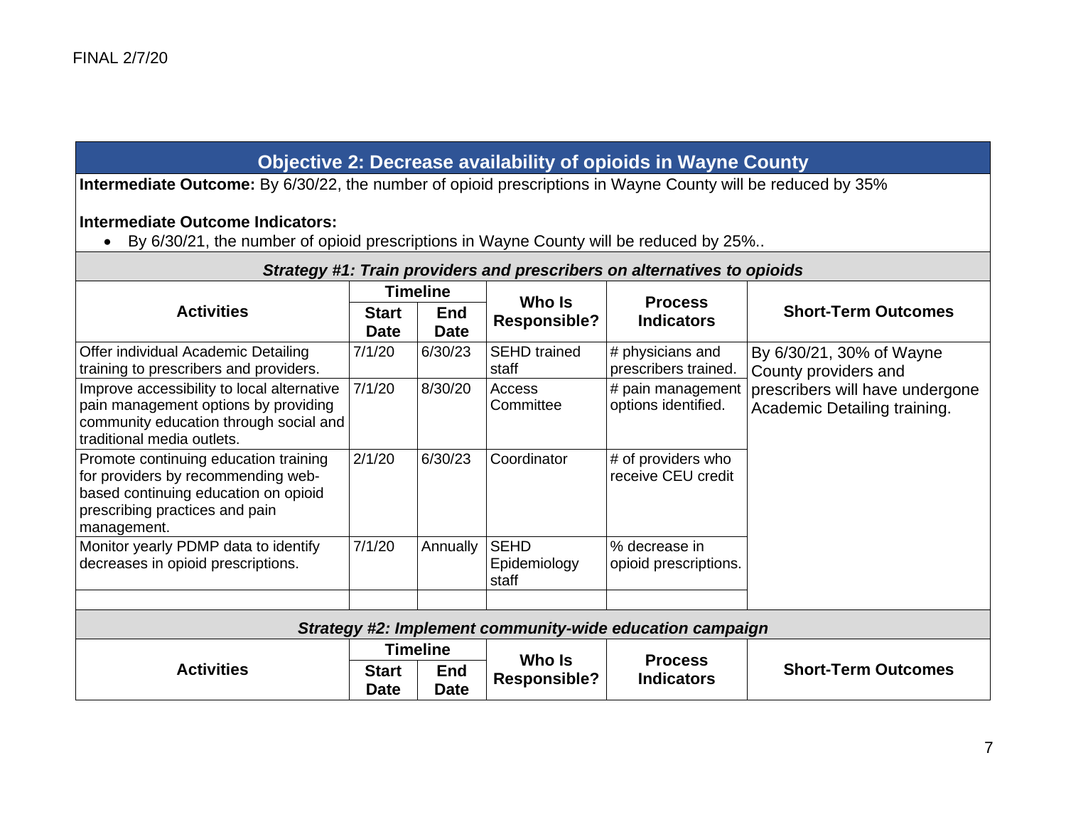FINAL 2/7/20

| Objective 2: Decrease availability of opioids in Wayne County | | | | | |
|---|---|---|---|---|---|
| **Intermediate Outcome:** By 6/30/22, the number of opioid prescriptions in Wayne County will be reduced by 35%<br><br>**Intermediate Outcome Indicators:**<br>• By 6/30/21, the number of opioid prescriptions in Wayne County will be reduced by 25%.. | | | | | |
| ***Strategy #1: Train providers and prescribers on alternatives to opioids*** | | | | | |
| **Activities** | **Timeline** | | **Who Is Responsible?** | **Process Indicators** | **Short-Term Outcomes** |
| | **Start Date** | **End Date** | | | |
| Offer individual Academic Detailing training to prescribers and providers. | 7/1/20 | 6/30/23 | SEHD trained staff | # physicians and prescribers trained. | By 6/30/21, 30% of Wayne County providers and prescribers will have undergone Academic Detailing training. |
| Improve accessibility to local alternative pain management options by providing community education through social and traditional media outlets. | 7/1/20 | 8/30/20 | Access Committee | # pain management options identified. | |
| Promote continuing education training for providers by recommending web-based continuing education on opioid prescribing practices and pain management. | 2/1/20 | 6/30/23 | Coordinator | # of providers who receive CEU credit | |
| Monitor yearly PDMP data to identify decreases in opioid prescriptions. | 7/1/20 | Annually | SEHD Epidemiology staff | % decrease in opioid prescriptions. | |
| | | | | | |
| ***Strategy #2: Implement community-wide education campaign*** | | | | | |
| **Activities** | **Timeline** | | **Who Is Responsible?** | **Process Indicators** | **Short-Term Outcomes** |
| | **Start Date** | **End Date** | | | |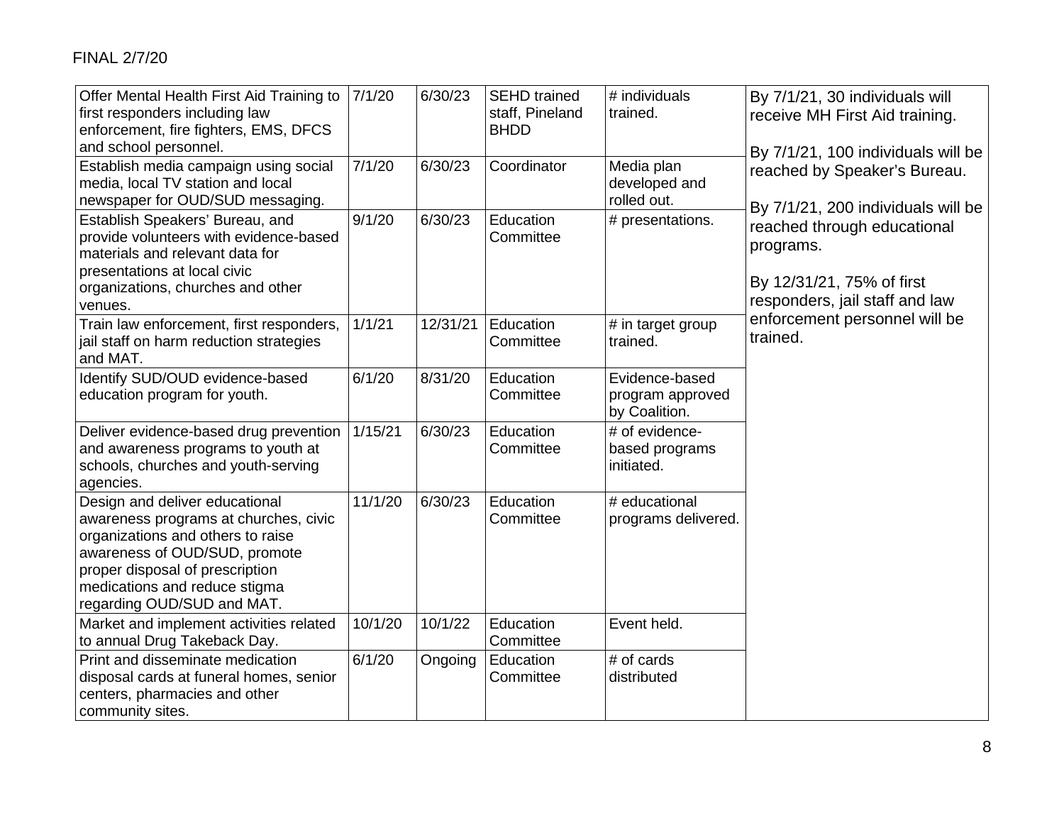| | | | | | |
|---|---|---|---|---|---|
| Offer Mental Health First Aid Training to first responders including law enforcement, fire fighters, EMS, DFCS and school personnel. | 7/1/20 | 6/30/23 | SEHD trained staff, Pineland BHDD | # individuals trained. | By 7/1/21, 30 individuals will receive MH First Aid training.<br><br>By 7/1/21, 100 individuals will be reached by Speaker's Bureau.<br><br>By 7/1/21, 200 individuals will be reached through educational programs.<br><br>By 12/31/21, 75% of first responders, jail staff and law enforcement personnel will be trained. |
| Establish media campaign using social media, local TV station and local newspaper for OUD/SUD messaging. | 7/1/20 | 6/30/23 | Coordinator | Media plan developed and rolled out. | |
| Establish Speakers' Bureau, and provide volunteers with evidence-based materials and relevant data for presentations at local civic organizations, churches and other venues. | 9/1/20 | 6/30/23 | Education Committee | # presentations. | |
| Train law enforcement, first responders, jail staff on harm reduction strategies and MAT. | 1/1/21 | 12/31/21 | Education Committee | # in target group trained. | |
| Identify SUD/OUD evidence-based education program for youth. | 6/1/20 | 8/31/20 | Education Committee | Evidence-based program approved by Coalition. | |
| Deliver evidence-based drug prevention and awareness programs to youth at schools, churches and youth-serving agencies. | 1/15/21 | 6/30/23 | Education Committee | # of evidence-based programs initiated. | |
| Design and deliver educational awareness programs at churches, civic organizations and others to raise awareness of OUD/SUD, promote proper disposal of prescription medications and reduce stigma regarding OUD/SUD and MAT. | 11/1/20 | 6/30/23 | Education Committee | # educational programs delivered. | |
| Market and implement activities related to annual Drug Takeback Day. | 10/1/20 | 10/1/22 | Education Committee | Event held. | |
| Print and disseminate medication disposal cards at funeral homes, senior centers, pharmacies and other community sites. | 6/1/20 | Ongoing | Education Committee | # of cards distributed | |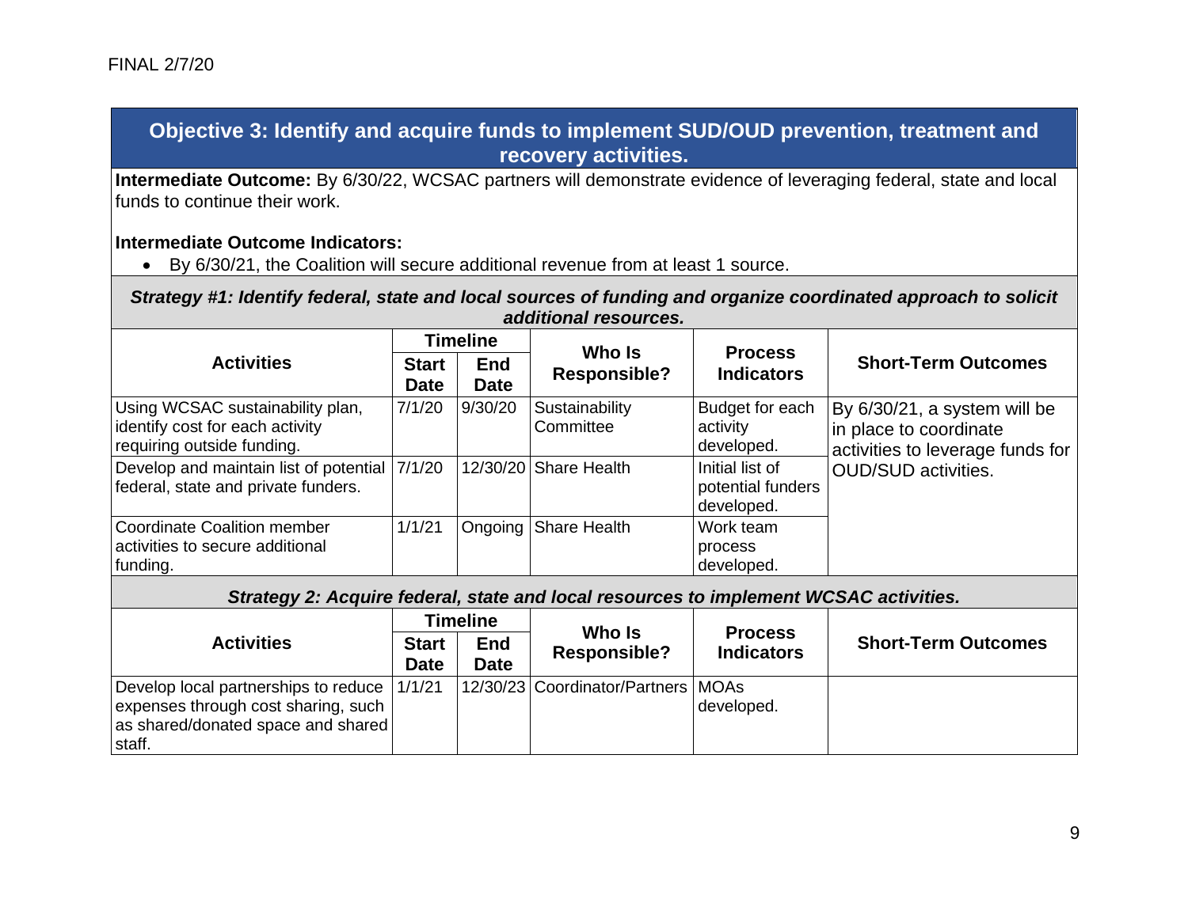FINAL 2/7/20

## Objective 3: Identify and acquire funds to implement SUD/OUD prevention, treatment and recovery activities.

**Intermediate Outcome:** By 6/30/22, WCSAC partners will demonstrate evidence of leveraging federal, state and local funds to continue their work.

**Intermediate Outcome Indicators:**

- By 6/30/21, the Coalition will secure additional revenue from at least 1 source.

***Strategy #1: Identify federal, state and local sources of funding and organize coordinated approach to solicit additional resources.***

| Activities | Timeline | | Who Is Responsible? | Process Indicators | Short-Term Outcomes |
|---|---|---|---|---|---|
| | Start Date | End Date | | | |
| Using WCSAC sustainability plan, identify cost for each activity requiring outside funding. | 7/1/20 | 9/30/20 | Sustainability Committee | Budget for each activity developed. | By 6/30/21, a system will be in place to coordinate activities to leverage funds for OUD/SUD activities. |
| Develop and maintain list of potential federal, state and private funders. | 7/1/20 | 12/30/20 | Share Health | Initial list of potential funders developed. | |
| Coordinate Coalition member activities to secure additional funding. | 1/1/21 | Ongoing | Share Health | Work team process developed. | |

***Strategy 2: Acquire federal, state and local resources to implement WCSAC activities.***

| Activities | Timeline | | Who Is Responsible? | Process Indicators | Short-Term Outcomes |
|---|---|---|---|---|---|
| | Start Date | End Date | | | |
| Develop local partnerships to reduce expenses through cost sharing, such as shared/donated space and shared staff. | 1/1/21 | 12/30/23 | Coordinator/Partners | MOAs developed. | |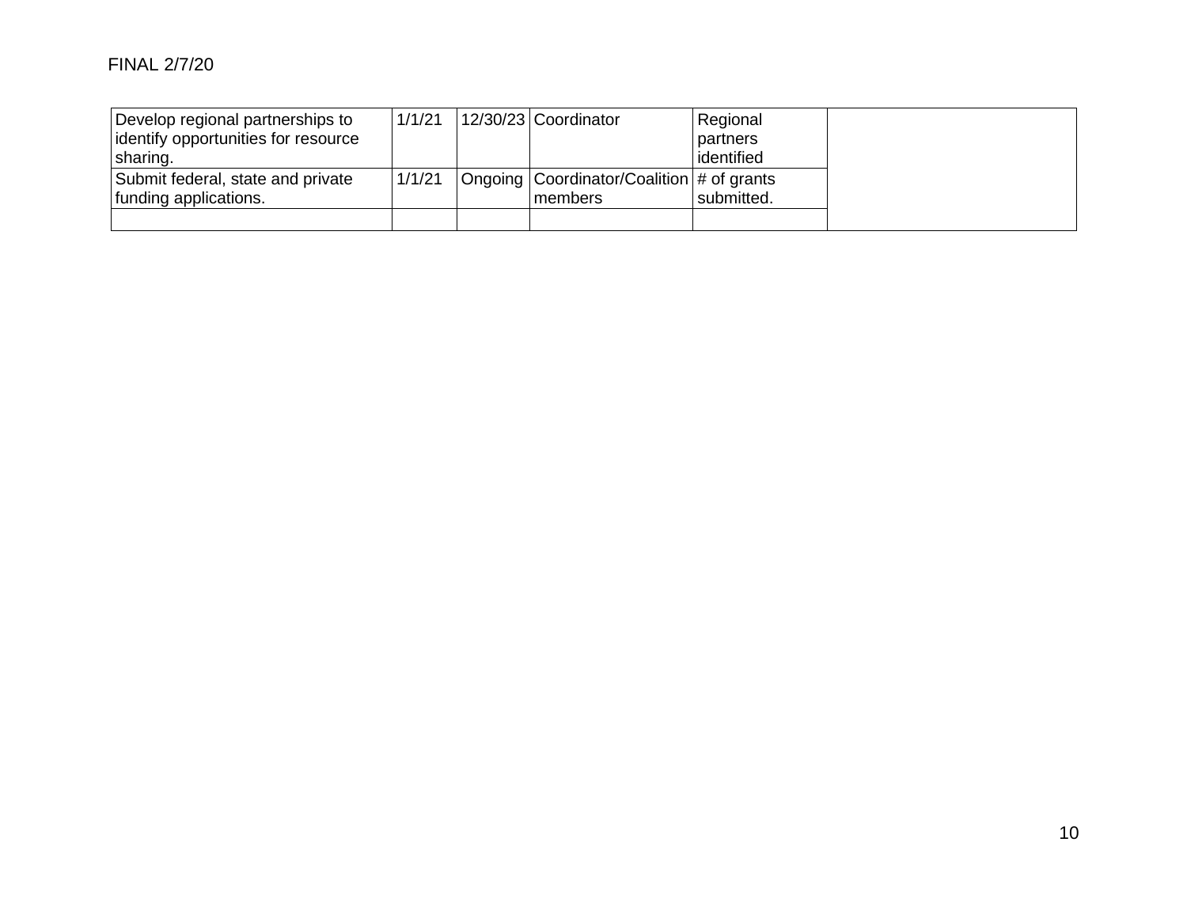FINAL 2/7/20

| | | | | | |
|---|---|---|---|---|---|
| Develop regional partnerships to identify opportunities for resource sharing. | 1/1/21 | 12/30/23 | Coordinator | Regional partners identified | |
| Submit federal, state and private funding applications. | 1/1/21 | Ongoing | Coordinator/Coalition members | # of grants submitted. | |
| | | | | | |